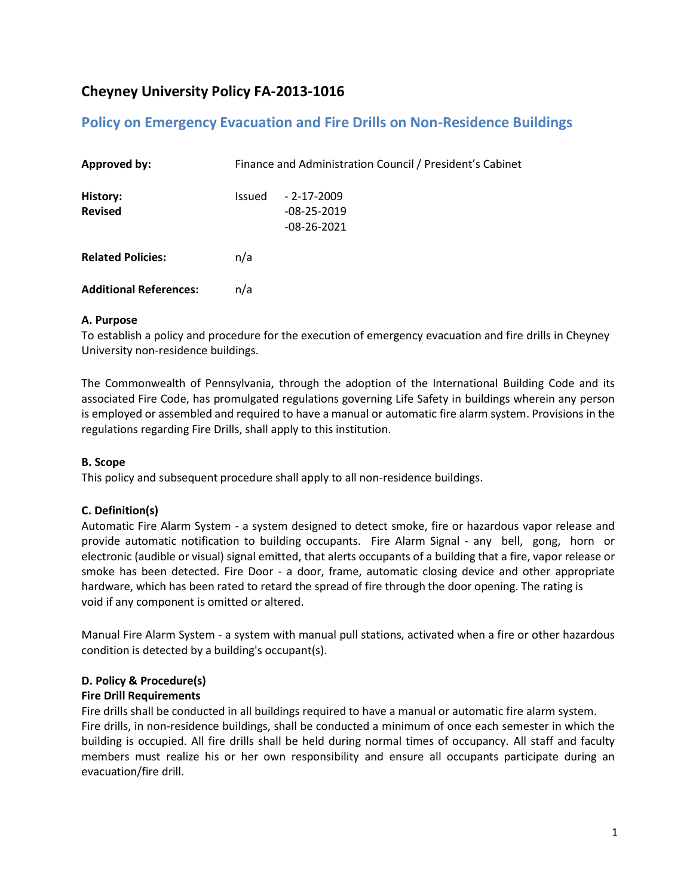# Cheyney University Policy FA-2013-1016

## Policy on Emergency Evacuation and Fire Drills on Non-Residence Buildings

| | |
|---|---|
| **Approved by:** | Finance and Administration Council / President's Cabinet |
| **History:** **Revised** | Issued - 2-17-2009 -08-25-2019 -08-26-2021 |
| **Related Policies:** | n/a |
| **Additional References:** | n/a |

**A. Purpose**

To establish a policy and procedure for the execution of emergency evacuation and fire drills in Cheyney University non-residence buildings.

The Commonwealth of Pennsylvania, through the adoption of the International Building Code and its associated Fire Code, has promulgated regulations governing Life Safety in buildings wherein any person is employed or assembled and required to have a manual or automatic fire alarm system. Provisions in the regulations regarding Fire Drills, shall apply to this institution.

**B. Scope**

This policy and subsequent procedure shall apply to all non-residence buildings.

**C. Definition(s)**

Automatic Fire Alarm System - a system designed to detect smoke, fire or hazardous vapor release and provide automatic notification to building occupants. Fire Alarm Signal - any bell, gong, horn or electronic (audible or visual) signal emitted, that alerts occupants of a building that a fire, vapor release or smoke has been detected. Fire Door - a door, frame, automatic closing device and other appropriate hardware, which has been rated to retard the spread of fire through the door opening. The rating is void if any component is omitted or altered.

Manual Fire Alarm System - a system with manual pull stations, activated when a fire or other hazardous condition is detected by a building's occupant(s).

**D. Policy & Procedure(s)**

**Fire Drill Requirements**

Fire drills shall be conducted in all buildings required to have a manual or automatic fire alarm system. Fire drills, in non-residence buildings, shall be conducted a minimum of once each semester in which the building is occupied. All fire drills shall be held during normal times of occupancy. All staff and faculty members must realize his or her own responsibility and ensure all occupants participate during an evacuation/fire drill.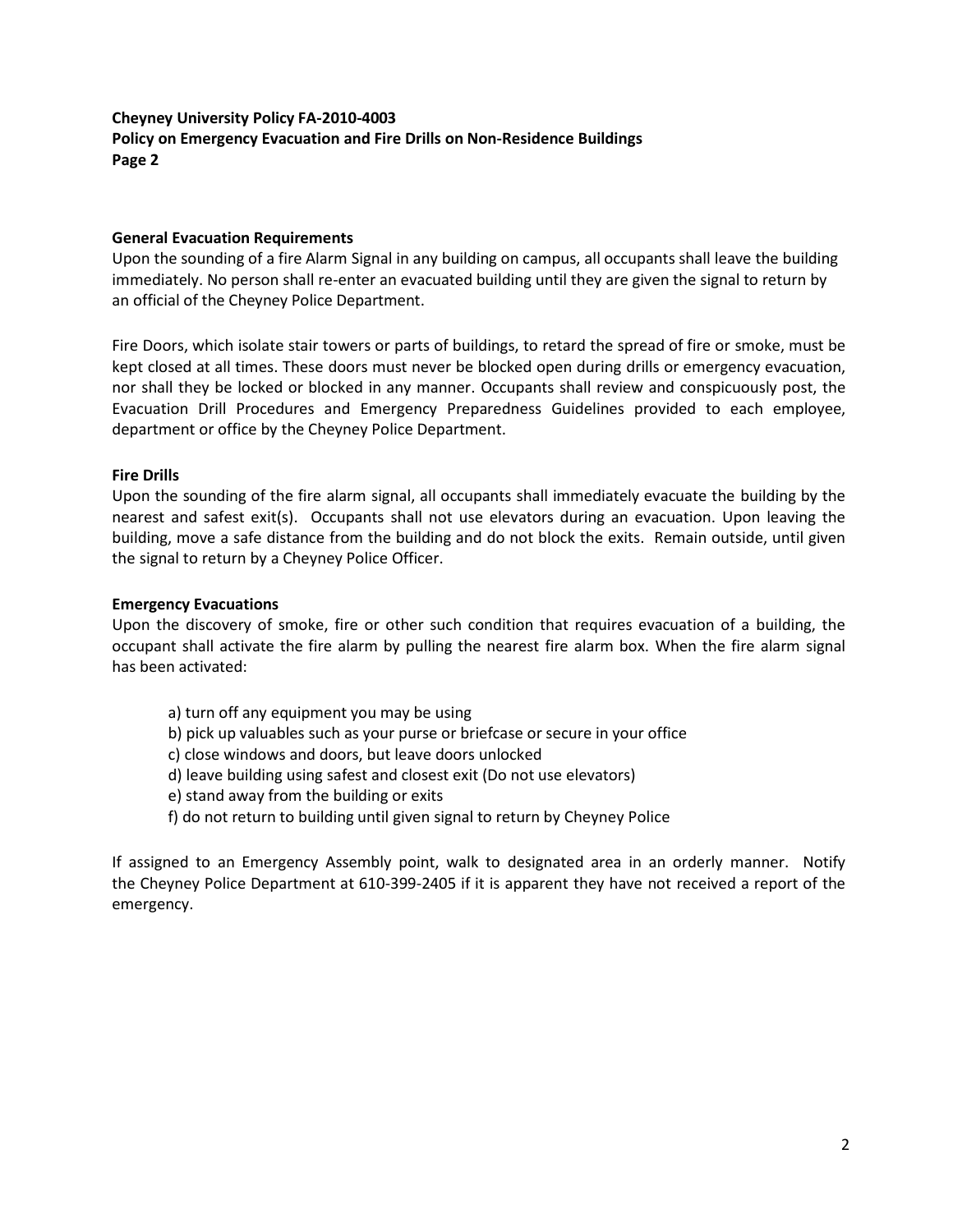## General Evacuation Requirements

Upon the sounding of a fire Alarm Signal in any building on campus, all occupants shall leave the building immediately. No person shall re-enter an evacuated building until they are given the signal to return by an official of the Cheyney Police Department.

Fire Doors, which isolate stair towers or parts of buildings, to retard the spread of fire or smoke, must be kept closed at all times. These doors must never be blocked open during drills or emergency evacuation, nor shall they be locked or blocked in any manner. Occupants shall review and conspicuously post, the Evacuation Drill Procedures and Emergency Preparedness Guidelines provided to each employee, department or office by the Cheyney Police Department.

## Fire Drills

Upon the sounding of the fire alarm signal, all occupants shall immediately evacuate the building by the nearest and safest exit(s). Occupants shall not use elevators during an evacuation. Upon leaving the building, move a safe distance from the building and do not block the exits. Remain outside, until given the signal to return by a Cheyney Police Officer.

## Emergency Evacuations

Upon the discovery of smoke, fire or other such condition that requires evacuation of a building, the occupant shall activate the fire alarm by pulling the nearest fire alarm box. When the fire alarm signal has been activated:

a) turn off any equipment you may be using
b) pick up valuables such as your purse or briefcase or secure in your office
c) close windows and doors, but leave doors unlocked
d) leave building using safest and closest exit (Do not use elevators)
e) stand away from the building or exits
f) do not return to building until given signal to return by Cheyney Police

If assigned to an Emergency Assembly point, walk to designated area in an orderly manner. Notify the Cheyney Police Department at 610-399-2405 if it is apparent they have not received a report of the emergency.